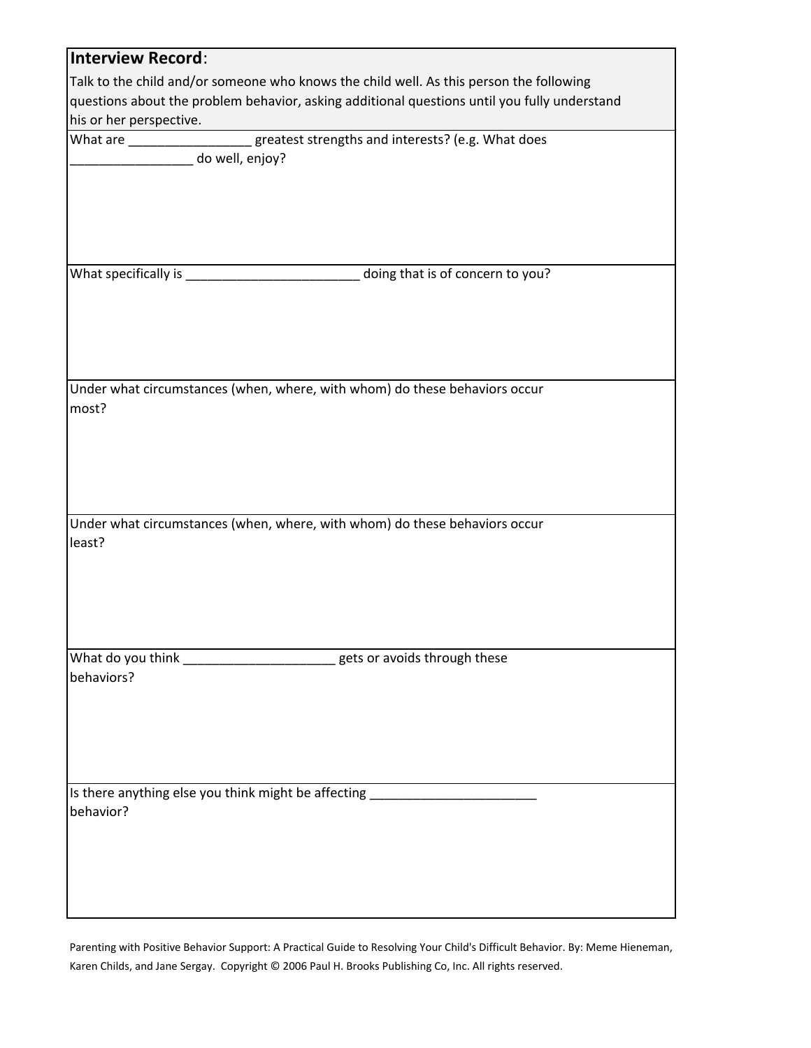**Interview Record**:

Talk to the child and/or someone who knows the child well. As this person the following questions about the problem behavior, asking additional questions until you fully understand his or her perspective.

| |
|---|
| What are _________________ greatest strengths and interests? (e.g. What does _________________ do well, enjoy? |
| What specifically is ________________________ doing that is of concern to you? |
| Under what circumstances (when, where, with whom) do these behaviors occur most? |
| Under what circumstances (when, where, with whom) do these behaviors occur least? |
| What do you think _____________________ gets or avoids through these behaviors? |
| Is there anything else you think might be affecting _______________________ behavior? |

Parenting with Positive Behavior Support: A Practical Guide to Resolving Your Child's Difficult Behavior. By: Meme Hieneman, Karen Childs, and Jane Sergay. Copyright © 2006 Paul H. Brooks Publishing Co, Inc. All rights reserved.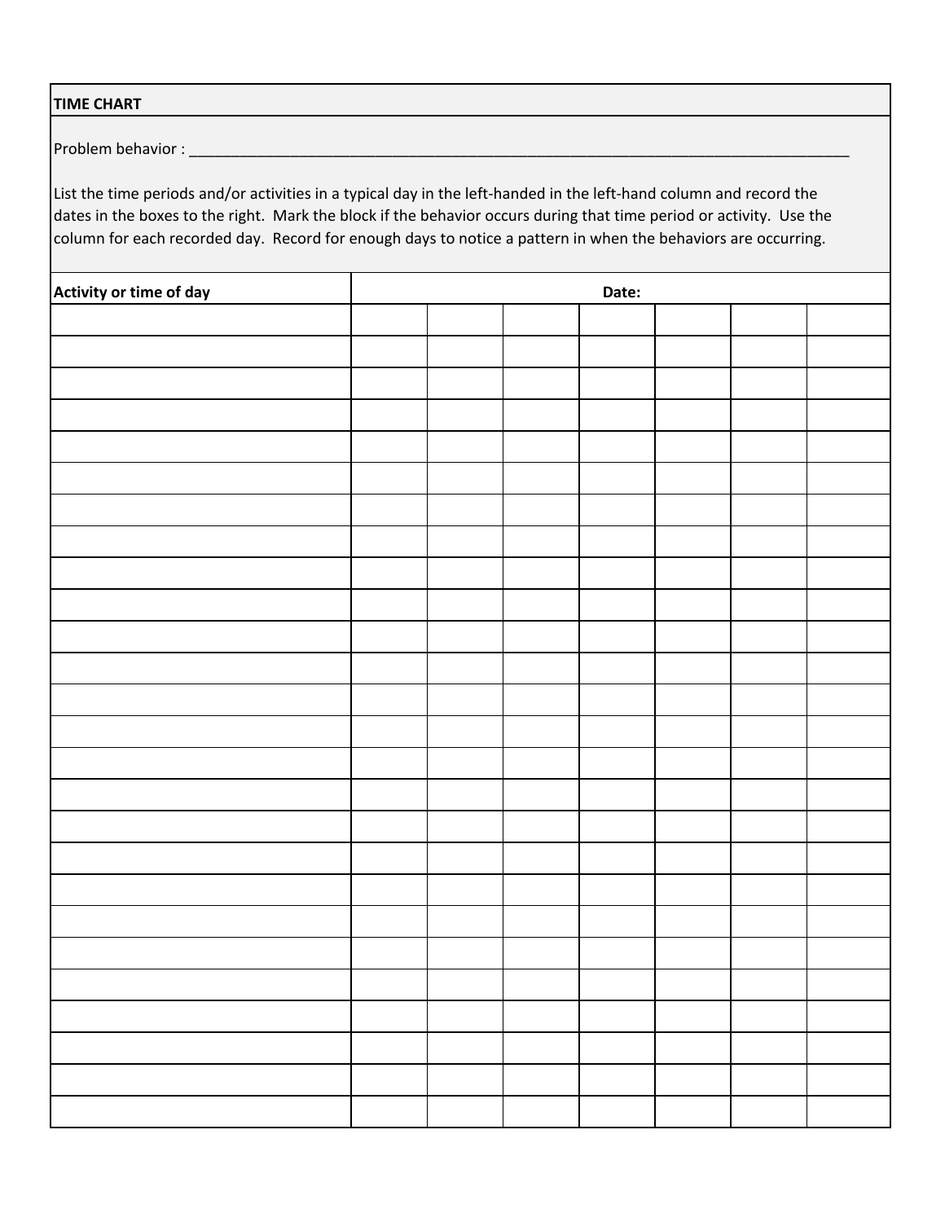## TIME CHART

Problem behavior : ___________________________________________________________________________________

List the time periods and/or activities in a typical day in the left-handed in the left-hand column and record the dates in the boxes to the right. Mark the block if the behavior occurs during that time period or activity. Use the column for each recorded day. Record for enough days to notice a pattern in when the behaviors are occurring.

| Activity or time of day | Date: | | | | | | |
|---|---|---|---|---|---|---|---|
| | | | | | | | |
| | | | | | | | |
| | | | | | | | |
| | | | | | | | |
| | | | | | | | |
| | | | | | | | |
| | | | | | | | |
| | | | | | | | |
| | | | | | | | |
| | | | | | | | |
| | | | | | | | |
| | | | | | | | |
| | | | | | | | |
| | | | | | | | |
| | | | | | | | |
| | | | | | | | |
| | | | | | | | |
| | | | | | | | |
| | | | | | | | |
| | | | | | | | |
| | | | | | | | |
| | | | | | | | |
| | | | | | | | |
| | | | | | | | |
| | | | | | | | |
| | | | | | | | |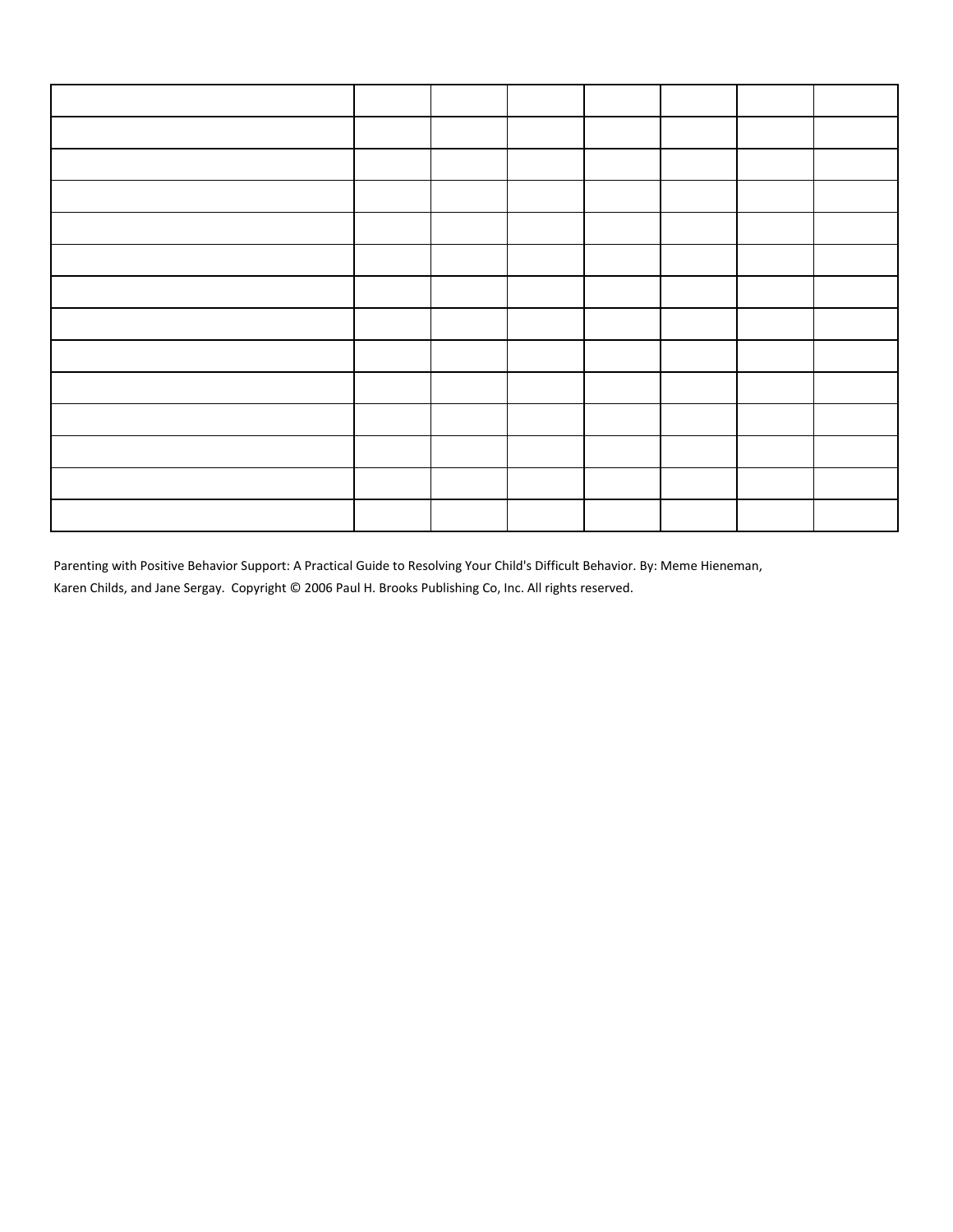| | | | | | | | |
|---|---|---|---|---|---|---|---|
| | | | | | | | |
| | | | | | | | |
| | | | | | | | |
| | | | | | | | |
| | | | | | | | |
| | | | | | | | |
| | | | | | | | |
| | | | | | | | |
| | | | | | | | |
| | | | | | | | |
| | | | | | | | |
| | | | | | | | |
| | | | | | | | |

Parenting with Positive Behavior Support: A Practical Guide to Resolving Your Child's Difficult Behavior. By: Meme Hieneman, Karen Childs, and Jane Sergay. Copyright © 2006 Paul H. Brooks Publishing Co, Inc. All rights reserved.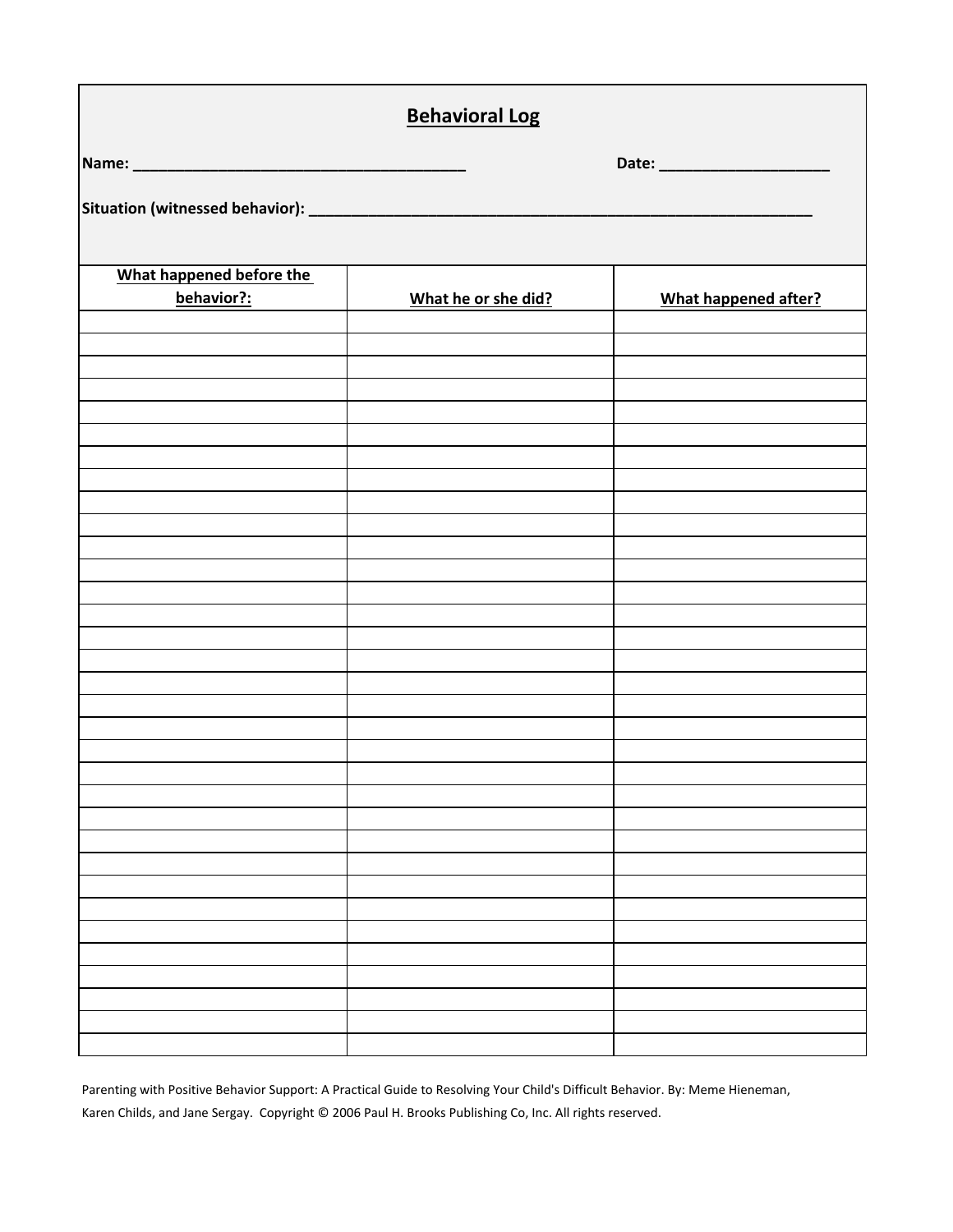## Behavioral Log

**Name:** ______________________________________ **Date:** ____________________

**Situation (witnessed behavior):** ____________________________________________________________

| What happened before the behavior?: | What he or she did? | What happened after? |
|---|---|---|
| | | |
| | | |
| | | |
| | | |
| | | |
| | | |
| | | |
| | | |
| | | |
| | | |
| | | |
| | | |
| | | |
| | | |
| | | |
| | | |
| | | |
| | | |
| | | |
| | | |
| | | |
| | | |
| | | |
| | | |
| | | |
| | | |
| | | |
| | | |
| | | |
| | | |
| | | |
| | | |
| | | |

Parenting with Positive Behavior Support: A Practical Guide to Resolving Your Child's Difficult Behavior. By: Meme Hieneman, Karen Childs, and Jane Sergay. Copyright © 2006 Paul H. Brooks Publishing Co, Inc. All rights reserved.